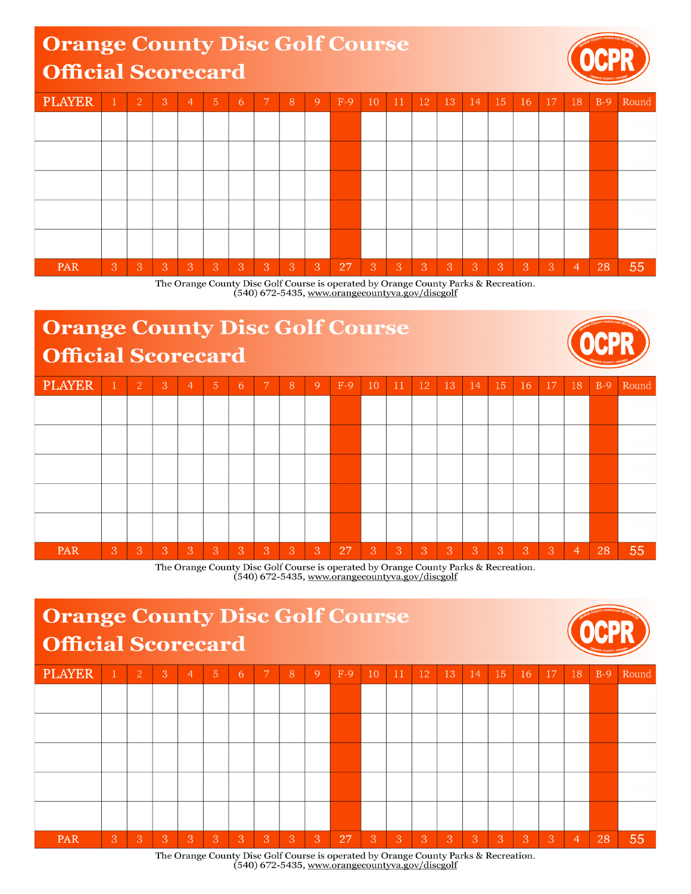# Orange County Disc Golf Course Official Scorecard

OCPR

| PLAYER | 1 | 2 | 3 | 4 | 5 | 6 | 7 | 8 | 9 | F-9 | 10 | 11 | 12 | 13 | 14 | 15 | 16 | 17 | 18 | B-9 | Round |
|---|---|---|---|---|---|---|---|---|---|---|---|---|---|---|---|---|---|---|---|---|---|
| | | | | | | | | | | | | | | | | | | | | | |
| | | | | | | | | | | | | | | | | | | | | | |
| | | | | | | | | | | | | | | | | | | | | | |
| | | | | | | | | | | | | | | | | | | | | | |
| | | | | | | | | | | | | | | | | | | | | | |
| PAR | 3 | 3 | 3 | 3 | 3 | 3 | 3 | 3 | 3 | 27 | 3 | 3 | 3 | 3 | 3 | 3 | 3 | 3 | 4 | 28 | 55 |

The Orange County Disc Golf Course is operated by Orange County Parks & Recreation.
(540) 672-5435, www.orangecountyva.gov/discgolf

# Orange County Disc Golf Course Official Scorecard

OCPR

| PLAYER | 1 | 2 | 3 | 4 | 5 | 6 | 7 | 8 | 9 | F-9 | 10 | 11 | 12 | 13 | 14 | 15 | 16 | 17 | 18 | B-9 | Round |
|---|---|---|---|---|---|---|---|---|---|---|---|---|---|---|---|---|---|---|---|---|---|
| | | | | | | | | | | | | | | | | | | | | | |
| | | | | | | | | | | | | | | | | | | | | | |
| | | | | | | | | | | | | | | | | | | | | | |
| | | | | | | | | | | | | | | | | | | | | | |
| | | | | | | | | | | | | | | | | | | | | | |
| PAR | 3 | 3 | 3 | 3 | 3 | 3 | 3 | 3 | 3 | 27 | 3 | 3 | 3 | 3 | 3 | 3 | 3 | 3 | 4 | 28 | 55 |

The Orange County Disc Golf Course is operated by Orange County Parks & Recreation.
(540) 672-5435, www.orangecountyva.gov/discgolf

# Orange County Disc Golf Course Official Scorecard

OCPR

| PLAYER | 1 | 2 | 3 | 4 | 5 | 6 | 7 | 8 | 9 | F-9 | 10 | 11 | 12 | 13 | 14 | 15 | 16 | 17 | 18 | B-9 | Round |
|---|---|---|---|---|---|---|---|---|---|---|---|---|---|---|---|---|---|---|---|---|---|
| | | | | | | | | | | | | | | | | | | | | | |
| | | | | | | | | | | | | | | | | | | | | | |
| | | | | | | | | | | | | | | | | | | | | | |
| | | | | | | | | | | | | | | | | | | | | | |
| | | | | | | | | | | | | | | | | | | | | | |
| PAR | 3 | 3 | 3 | 3 | 3 | 3 | 3 | 3 | 3 | 27 | 3 | 3 | 3 | 3 | 3 | 3 | 3 | 3 | 4 | 28 | 55 |

The Orange County Disc Golf Course is operated by Orange County Parks & Recreation.
(540) 672-5435, www.orangecountyva.gov/discgolf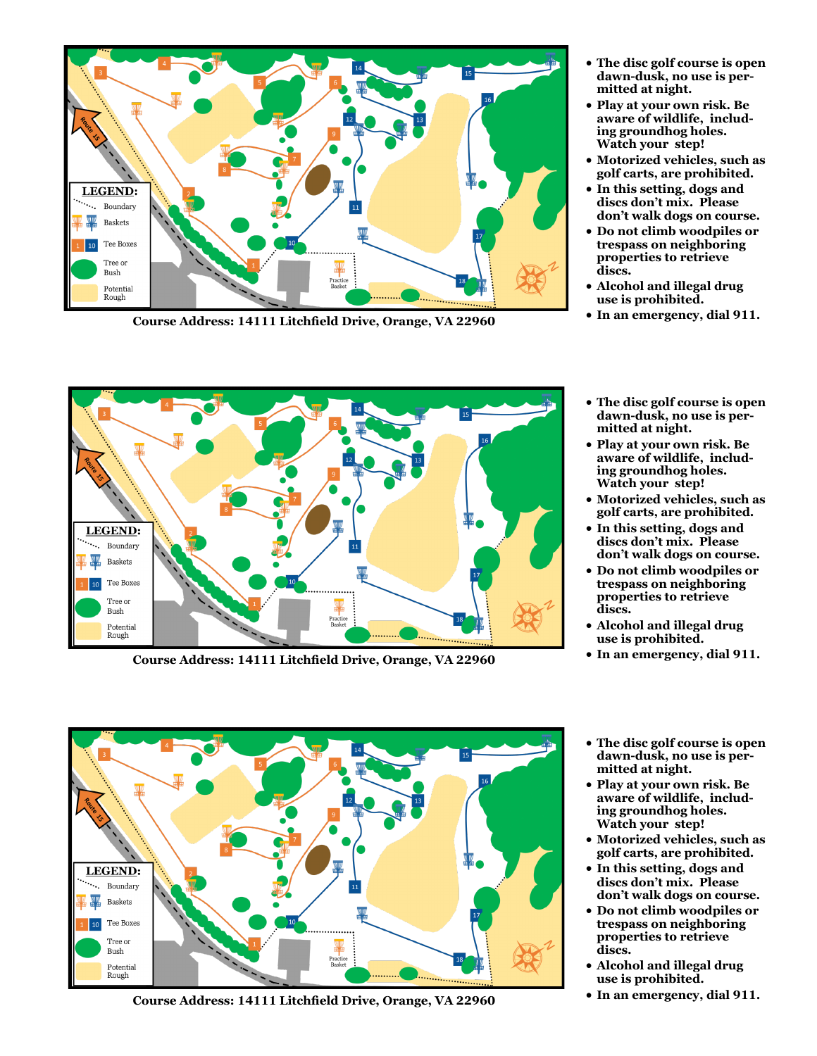LEGEND:

Boundary

Baskets

1 10 Tee Boxes

Tree or Bush

Potential Rough

Route 15

Practice Basket

Course Address: 14111 Litchfield Drive, Orange, VA 22960

- The disc golf course is open dawn-dusk, no use is permitted at night.
- Play at your own risk. Be aware of wildlife, including groundhog holes. Watch your step!
- Motorized vehicles, such as golf carts, are prohibited.
- In this setting, dogs and discs don't mix. Please don't walk dogs on course.
- Do not climb woodpiles or trespass on neighboring properties to retrieve discs.
- Alcohol and illegal drug use is prohibited.
- In an emergency, dial 911.

LEGEND:

Boundary

Baskets

1 10 Tee Boxes

Tree or Bush

Potential Rough

Route 15

Practice Basket

Course Address: 14111 Litchfield Drive, Orange, VA 22960

- The disc golf course is open dawn-dusk, no use is permitted at night.
- Play at your own risk. Be aware of wildlife, including groundhog holes. Watch your step!
- Motorized vehicles, such as golf carts, are prohibited.
- In this setting, dogs and discs don't mix. Please don't walk dogs on course.
- Do not climb woodpiles or trespass on neighboring properties to retrieve discs.
- Alcohol and illegal drug use is prohibited.
- In an emergency, dial 911.

LEGEND:

Boundary

Baskets

1 10 Tee Boxes

Tree or Bush

Potential Rough

Route 15

Practice Basket

Course Address: 14111 Litchfield Drive, Orange, VA 22960

- The disc golf course is open dawn-dusk, no use is permitted at night.
- Play at your own risk. Be aware of wildlife, including groundhog holes. Watch your step!
- Motorized vehicles, such as golf carts, are prohibited.
- In this setting, dogs and discs don't mix. Please don't walk dogs on course.
- Do not climb woodpiles or trespass on neighboring properties to retrieve discs.
- Alcohol and illegal drug use is prohibited.
- In an emergency, dial 911.